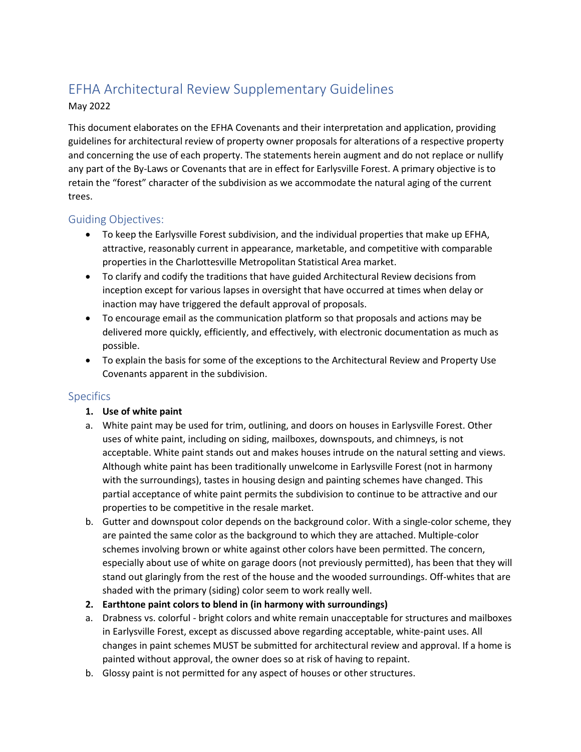# EFHA Architectural Review Supplementary Guidelines

May 2022

This document elaborates on the EFHA Covenants and their interpretation and application, providing guidelines for architectural review of property owner proposals for alterations of a respective property and concerning the use of each property. The statements herein augment and do not replace or nullify any part of the By-Laws or Covenants that are in effect for Earlysville Forest. A primary objective is to retain the "forest" character of the subdivision as we accommodate the natural aging of the current trees.

## Guiding Objectives:

- To keep the Earlysville Forest subdivision, and the individual properties that make up EFHA, attractive, reasonably current in appearance, marketable, and competitive with comparable properties in the Charlottesville Metropolitan Statistical Area market.
- To clarify and codify the traditions that have guided Architectural Review decisions from inception except for various lapses in oversight that have occurred at times when delay or inaction may have triggered the default approval of proposals.
- To encourage email as the communication platform so that proposals and actions may be delivered more quickly, efficiently, and effectively, with electronic documentation as much as possible.
- To explain the basis for some of the exceptions to the Architectural Review and Property Use Covenants apparent in the subdivision.

## Specifics

**1. Use of white paint**

a. White paint may be used for trim, outlining, and doors on houses in Earlysville Forest. Other uses of white paint, including on siding, mailboxes, downspouts, and chimneys, is not acceptable. White paint stands out and makes houses intrude on the natural setting and views. Although white paint has been traditionally unwelcome in Earlysville Forest (not in harmony with the surroundings), tastes in housing design and painting schemes have changed. This partial acceptance of white paint permits the subdivision to continue to be attractive and our properties to be competitive in the resale market.

b. Gutter and downspout color depends on the background color. With a single-color scheme, they are painted the same color as the background to which they are attached. Multiple-color schemes involving brown or white against other colors have been permitted. The concern, especially about use of white on garage doors (not previously permitted), has been that they will stand out glaringly from the rest of the house and the wooded surroundings. Off-whites that are shaded with the primary (siding) color seem to work really well.

**2. Earthtone paint colors to blend in (in harmony with surroundings)**

a. Drabness vs. colorful - bright colors and white remain unacceptable for structures and mailboxes in Earlysville Forest, except as discussed above regarding acceptable, white-paint uses. All changes in paint schemes MUST be submitted for architectural review and approval. If a home is painted without approval, the owner does so at risk of having to repaint.

b. Glossy paint is not permitted for any aspect of houses or other structures.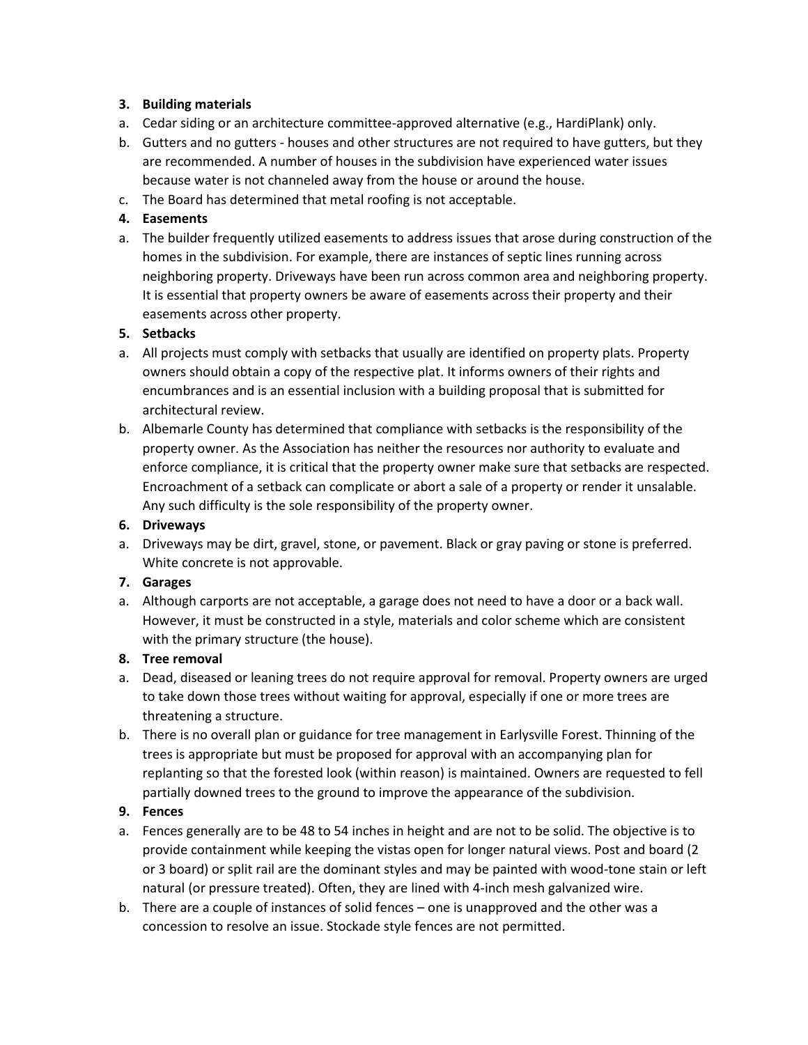**3. Building materials**

a. Cedar siding or an architecture committee-approved alternative (e.g., HardiPlank) only.

b. Gutters and no gutters - houses and other structures are not required to have gutters, but they are recommended. A number of houses in the subdivision have experienced water issues because water is not channeled away from the house or around the house.

c. The Board has determined that metal roofing is not acceptable.

**4. Easements**

a. The builder frequently utilized easements to address issues that arose during construction of the homes in the subdivision. For example, there are instances of septic lines running across neighboring property. Driveways have been run across common area and neighboring property. It is essential that property owners be aware of easements across their property and their easements across other property.

**5. Setbacks**

a. All projects must comply with setbacks that usually are identified on property plats. Property owners should obtain a copy of the respective plat. It informs owners of their rights and encumbrances and is an essential inclusion with a building proposal that is submitted for architectural review.

b. Albemarle County has determined that compliance with setbacks is the responsibility of the property owner. As the Association has neither the resources nor authority to evaluate and enforce compliance, it is critical that the property owner make sure that setbacks are respected. Encroachment of a setback can complicate or abort a sale of a property or render it unsalable. Any such difficulty is the sole responsibility of the property owner.

**6. Driveways**

a. Driveways may be dirt, gravel, stone, or pavement. Black or gray paving or stone is preferred. White concrete is not approvable.

**7. Garages**

a. Although carports are not acceptable, a garage does not need to have a door or a back wall. However, it must be constructed in a style, materials and color scheme which are consistent with the primary structure (the house).

**8. Tree removal**

a. Dead, diseased or leaning trees do not require approval for removal. Property owners are urged to take down those trees without waiting for approval, especially if one or more trees are threatening a structure.

b. There is no overall plan or guidance for tree management in Earlysville Forest. Thinning of the trees is appropriate but must be proposed for approval with an accompanying plan for replanting so that the forested look (within reason) is maintained. Owners are requested to fell partially downed trees to the ground to improve the appearance of the subdivision.

**9. Fences**

a. Fences generally are to be 48 to 54 inches in height and are not to be solid. The objective is to provide containment while keeping the vistas open for longer natural views. Post and board (2 or 3 board) or split rail are the dominant styles and may be painted with wood-tone stain or left natural (or pressure treated). Often, they are lined with 4-inch mesh galvanized wire.

b. There are a couple of instances of solid fences – one is unapproved and the other was a concession to resolve an issue. Stockade style fences are not permitted.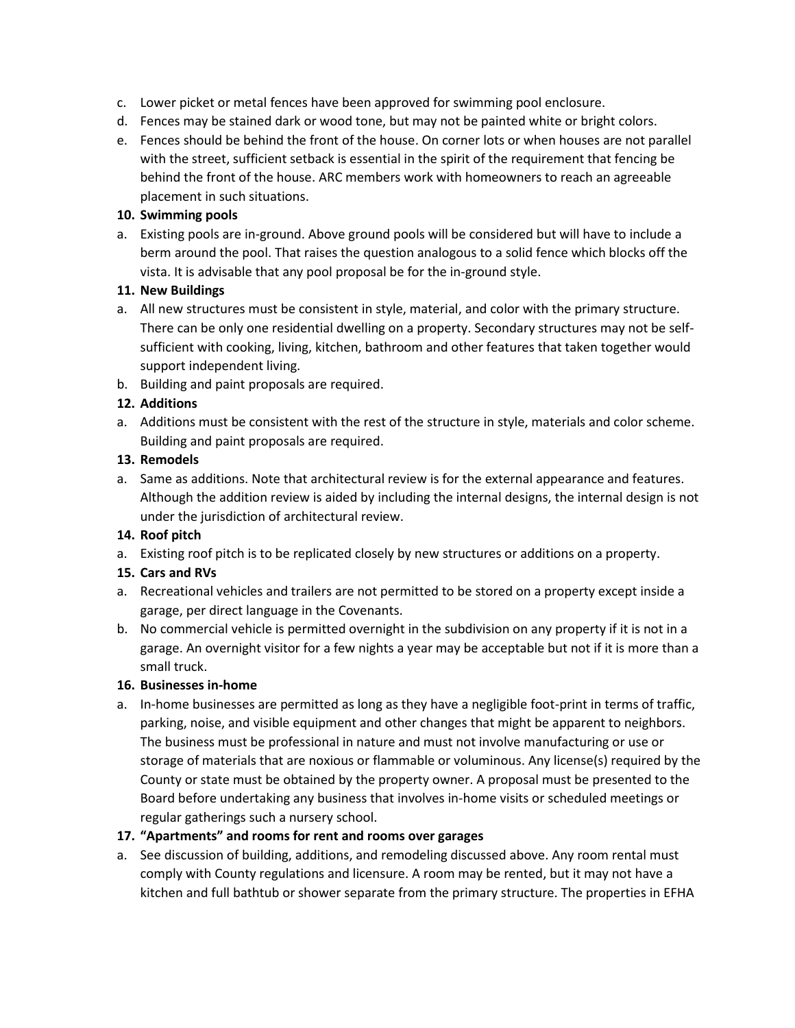c. Lower picket or metal fences have been approved for swimming pool enclosure.
d. Fences may be stained dark or wood tone, but may not be painted white or bright colors.
e. Fences should be behind the front of the house. On corner lots or when houses are not parallel with the street, sufficient setback is essential in the spirit of the requirement that fencing be behind the front of the house. ARC members work with homeowners to reach an agreeable placement in such situations.

**10. Swimming pools**

a. Existing pools are in-ground. Above ground pools will be considered but will have to include a berm around the pool. That raises the question analogous to a solid fence which blocks off the vista. It is advisable that any pool proposal be for the in-ground style.

**11. New Buildings**

a. All new structures must be consistent in style, material, and color with the primary structure. There can be only one residential dwelling on a property. Secondary structures may not be self-sufficient with cooking, living, kitchen, bathroom and other features that taken together would support independent living.
b. Building and paint proposals are required.

**12. Additions**

a. Additions must be consistent with the rest of the structure in style, materials and color scheme. Building and paint proposals are required.

**13. Remodels**

a. Same as additions. Note that architectural review is for the external appearance and features. Although the addition review is aided by including the internal designs, the internal design is not under the jurisdiction of architectural review.

**14. Roof pitch**

a. Existing roof pitch is to be replicated closely by new structures or additions on a property.

**15. Cars and RVs**

a. Recreational vehicles and trailers are not permitted to be stored on a property except inside a garage, per direct language in the Covenants.
b. No commercial vehicle is permitted overnight in the subdivision on any property if it is not in a garage. An overnight visitor for a few nights a year may be acceptable but not if it is more than a small truck.

**16. Businesses in-home**

a. In-home businesses are permitted as long as they have a negligible foot-print in terms of traffic, parking, noise, and visible equipment and other changes that might be apparent to neighbors. The business must be professional in nature and must not involve manufacturing or use or storage of materials that are noxious or flammable or voluminous. Any license(s) required by the County or state must be obtained by the property owner. A proposal must be presented to the Board before undertaking any business that involves in-home visits or scheduled meetings or regular gatherings such a nursery school.

**17. "Apartments" and rooms for rent and rooms over garages**

a. See discussion of building, additions, and remodeling discussed above. Any room rental must comply with County regulations and licensure. A room may be rented, but it may not have a kitchen and full bathtub or shower separate from the primary structure. The properties in EFHA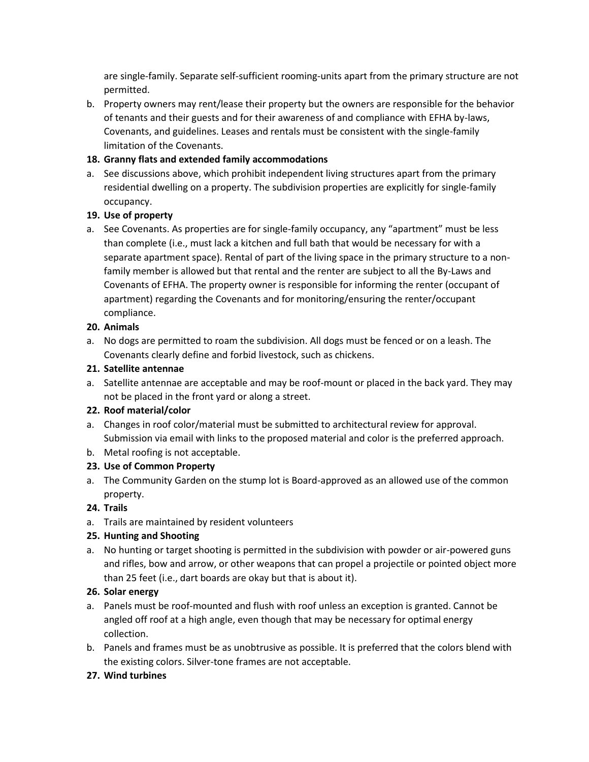are single-family. Separate self-sufficient rooming-units apart from the primary structure are not permitted.

b. Property owners may rent/lease their property but the owners are responsible for the behavior of tenants and their guests and for their awareness of and compliance with EFHA by-laws, Covenants, and guidelines. Leases and rentals must be consistent with the single-family limitation of the Covenants.

**18. Granny flats and extended family accommodations**

a. See discussions above, which prohibit independent living structures apart from the primary residential dwelling on a property. The subdivision properties are explicitly for single-family occupancy.

**19. Use of property**

a. See Covenants. As properties are for single-family occupancy, any "apartment" must be less than complete (i.e., must lack a kitchen and full bath that would be necessary for with a separate apartment space). Rental of part of the living space in the primary structure to a non-family member is allowed but that rental and the renter are subject to all the By-Laws and Covenants of EFHA. The property owner is responsible for informing the renter (occupant of apartment) regarding the Covenants and for monitoring/ensuring the renter/occupant compliance.

**20. Animals**

a. No dogs are permitted to roam the subdivision. All dogs must be fenced or on a leash. The Covenants clearly define and forbid livestock, such as chickens.

**21. Satellite antennae**

a. Satellite antennae are acceptable and may be roof-mount or placed in the back yard. They may not be placed in the front yard or along a street.

**22. Roof material/color**

a. Changes in roof color/material must be submitted to architectural review for approval. Submission via email with links to the proposed material and color is the preferred approach.

b. Metal roofing is not acceptable.

**23. Use of Common Property**

a. The Community Garden on the stump lot is Board-approved as an allowed use of the common property.

**24. Trails**

a. Trails are maintained by resident volunteers

**25. Hunting and Shooting**

a. No hunting or target shooting is permitted in the subdivision with powder or air-powered guns and rifles, bow and arrow, or other weapons that can propel a projectile or pointed object more than 25 feet (i.e., dart boards are okay but that is about it).

**26. Solar energy**

a. Panels must be roof-mounted and flush with roof unless an exception is granted. Cannot be angled off roof at a high angle, even though that may be necessary for optimal energy collection.

b. Panels and frames must be as unobtrusive as possible. It is preferred that the colors blend with the existing colors. Silver-tone frames are not acceptable.

**27. Wind turbines**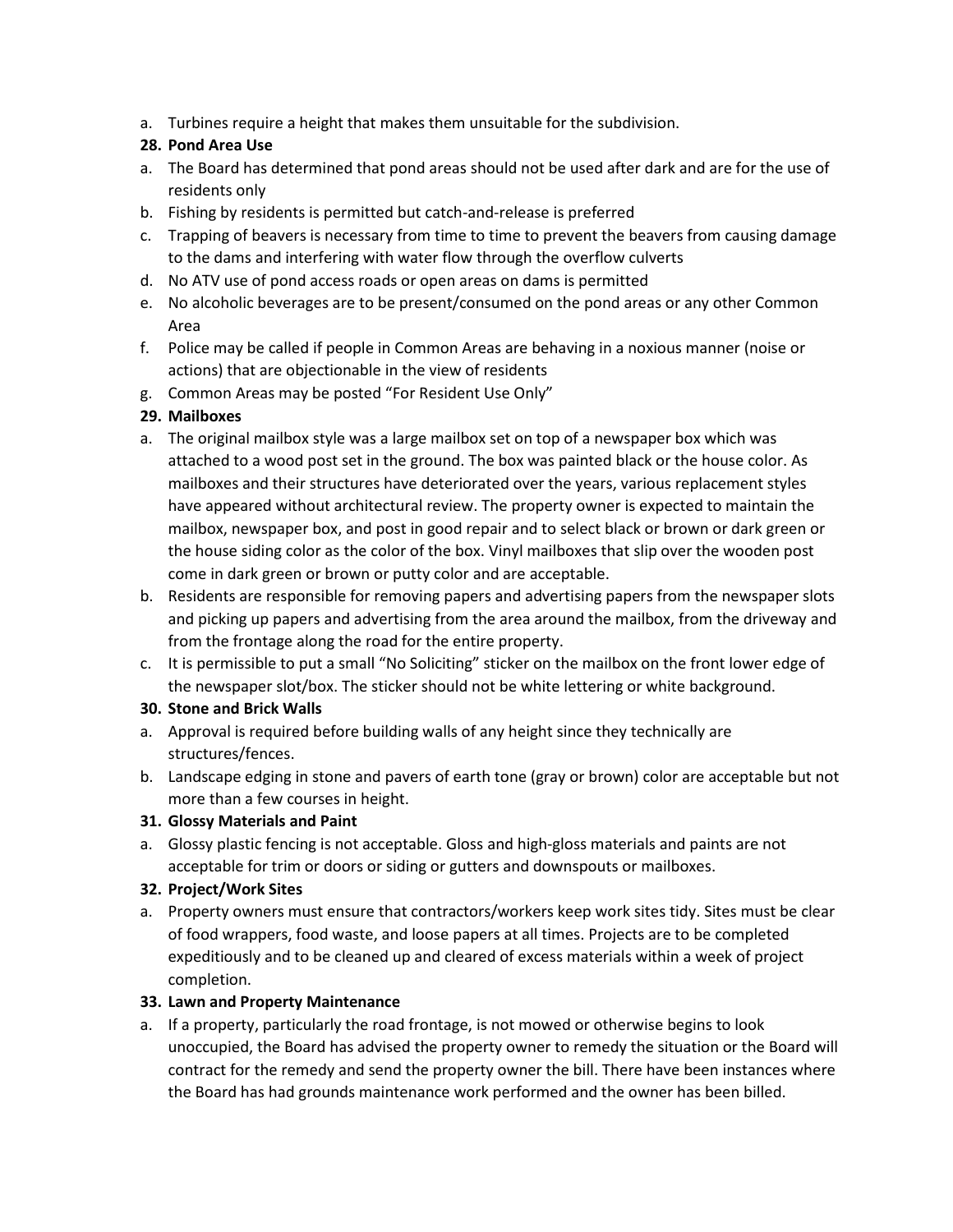a. Turbines require a height that makes them unsuitable for the subdivision.

**28. Pond Area Use**

a. The Board has determined that pond areas should not be used after dark and are for the use of residents only
b. Fishing by residents is permitted but catch-and-release is preferred
c. Trapping of beavers is necessary from time to time to prevent the beavers from causing damage to the dams and interfering with water flow through the overflow culverts
d. No ATV use of pond access roads or open areas on dams is permitted
e. No alcoholic beverages are to be present/consumed on the pond areas or any other Common Area
f. Police may be called if people in Common Areas are behaving in a noxious manner (noise or actions) that are objectionable in the view of residents
g. Common Areas may be posted "For Resident Use Only"

**29. Mailboxes**

a. The original mailbox style was a large mailbox set on top of a newspaper box which was attached to a wood post set in the ground. The box was painted black or the house color. As mailboxes and their structures have deteriorated over the years, various replacement styles have appeared without architectural review. The property owner is expected to maintain the mailbox, newspaper box, and post in good repair and to select black or brown or dark green or the house siding color as the color of the box. Vinyl mailboxes that slip over the wooden post come in dark green or brown or putty color and are acceptable.
b. Residents are responsible for removing papers and advertising papers from the newspaper slots and picking up papers and advertising from the area around the mailbox, from the driveway and from the frontage along the road for the entire property.
c. It is permissible to put a small "No Soliciting" sticker on the mailbox on the front lower edge of the newspaper slot/box. The sticker should not be white lettering or white background.

**30. Stone and Brick Walls**

a. Approval is required before building walls of any height since they technically are structures/fences.
b. Landscape edging in stone and pavers of earth tone (gray or brown) color are acceptable but not more than a few courses in height.

**31. Glossy Materials and Paint**

a. Glossy plastic fencing is not acceptable. Gloss and high-gloss materials and paints are not acceptable for trim or doors or siding or gutters and downspouts or mailboxes.

**32. Project/Work Sites**

a. Property owners must ensure that contractors/workers keep work sites tidy. Sites must be clear of food wrappers, food waste, and loose papers at all times. Projects are to be completed expeditiously and to be cleaned up and cleared of excess materials within a week of project completion.

**33. Lawn and Property Maintenance**

a. If a property, particularly the road frontage, is not mowed or otherwise begins to look unoccupied, the Board has advised the property owner to remedy the situation or the Board will contract for the remedy and send the property owner the bill. There have been instances where the Board has had grounds maintenance work performed and the owner has been billed.